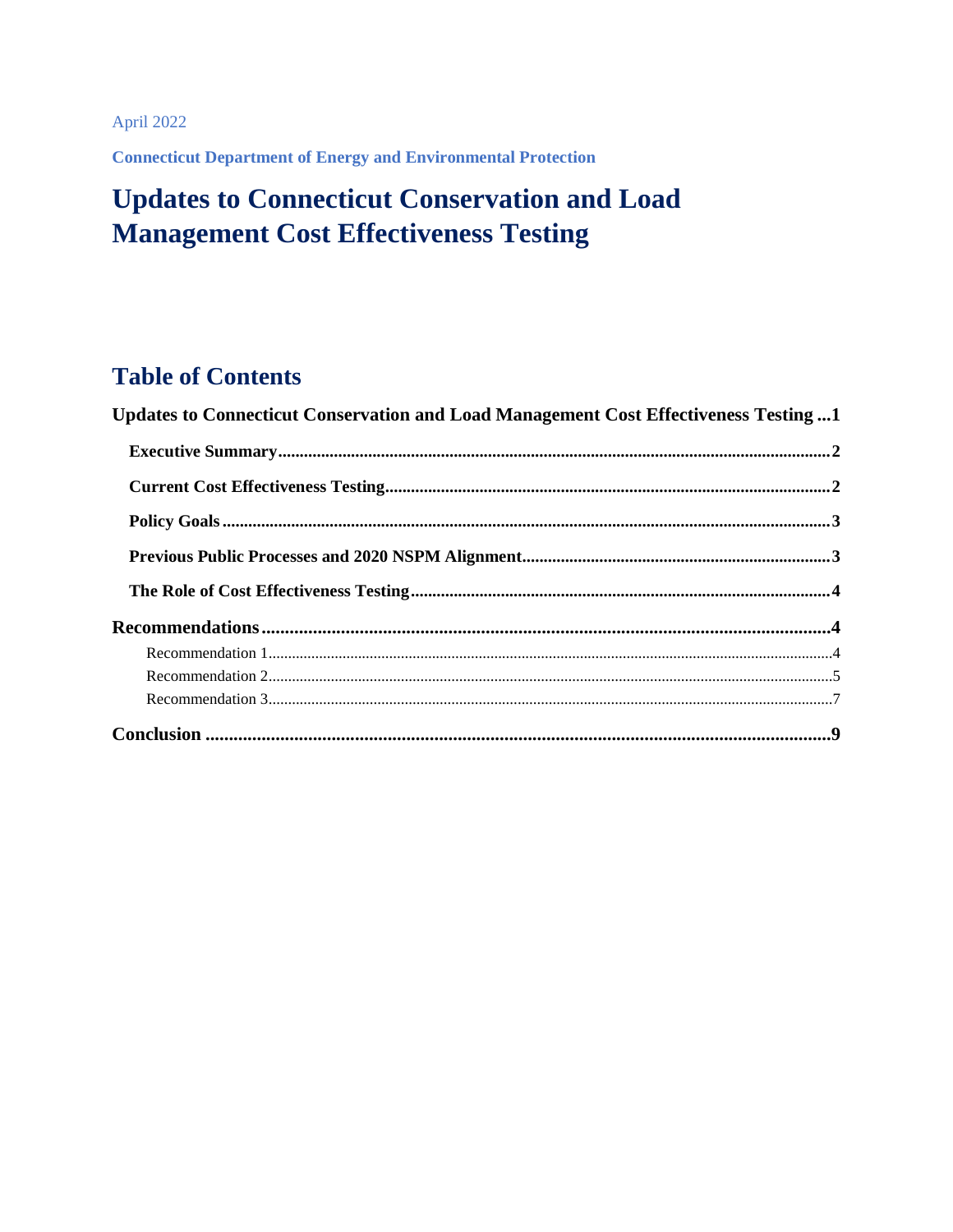April 2022

**Connecticut Department of Energy and Environmental Protection**

# Updates to Connecticut Conservation and Load Management Cost Effectiveness Testing

## Table of Contents

**Updates to Connecticut Conservation and Load Management Cost Effectiveness Testing ... 1**

- **Executive Summary ... 2**
- **Current Cost Effectiveness Testing ... 2**
- **Policy Goals ... 3**
- **Previous Public Processes and 2020 NSPM Alignment ... 3**
- **The Role of Cost Effectiveness Testing ... 4**

**Recommendations ... 4**

- Recommendation 1 ... 4
- Recommendation 2 ... 5
- Recommendation 3 ... 7

**Conclusion ... 9**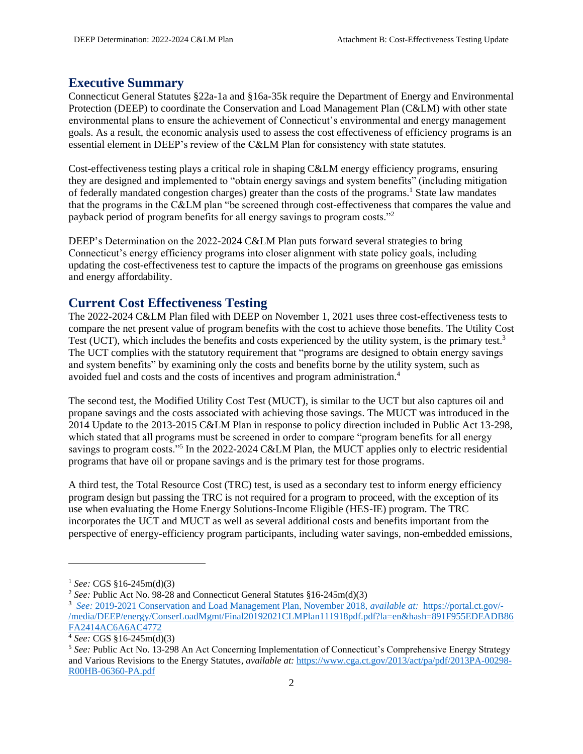## Executive Summary

Connecticut General Statutes §22a-1a and §16a-35k require the Department of Energy and Environmental Protection (DEEP) to coordinate the Conservation and Load Management Plan (C&LM) with other state environmental plans to ensure the achievement of Connecticut's environmental and energy management goals. As a result, the economic analysis used to assess the cost effectiveness of efficiency programs is an essential element in DEEP's review of the C&LM Plan for consistency with state statutes.

Cost-effectiveness testing plays a critical role in shaping C&LM energy efficiency programs, ensuring they are designed and implemented to "obtain energy savings and system benefits" (including mitigation of federally mandated congestion charges) greater than the costs of the programs.[1] State law mandates that the programs in the C&LM plan "be screened through cost-effectiveness that compares the value and payback period of program benefits for all energy savings to program costs."[2]

DEEP's Determination on the 2022-2024 C&LM Plan puts forward several strategies to bring Connecticut's energy efficiency programs into closer alignment with state policy goals, including updating the cost-effectiveness test to capture the impacts of the programs on greenhouse gas emissions and energy affordability.

## Current Cost Effectiveness Testing

The 2022-2024 C&LM Plan filed with DEEP on November 1, 2021 uses three cost-effectiveness tests to compare the net present value of program benefits with the cost to achieve those benefits. The Utility Cost Test (UCT), which includes the benefits and costs experienced by the utility system, is the primary test.[3] The UCT complies with the statutory requirement that "programs are designed to obtain energy savings and system benefits" by examining only the costs and benefits borne by the utility system, such as avoided fuel and costs and the costs of incentives and program administration.[4]

The second test, the Modified Utility Cost Test (MUCT), is similar to the UCT but also captures oil and propane savings and the costs associated with achieving those savings. The MUCT was introduced in the 2014 Update to the 2013-2015 C&LM Plan in response to policy direction included in Public Act 13-298, which stated that all programs must be screened in order to compare "program benefits for all energy savings to program costs."[5] In the 2022-2024 C&LM Plan, the MUCT applies only to electric residential programs that have oil or propane savings and is the primary test for those programs.

A third test, the Total Resource Cost (TRC) test, is used as a secondary test to inform energy efficiency program design but passing the TRC is not required for a program to proceed, with the exception of its use when evaluating the Home Energy Solutions-Income Eligible (HES-IE) program. The TRC incorporates the UCT and MUCT as well as several additional costs and benefits important from the perspective of energy-efficiency program participants, including water savings, non-embedded emissions,

---

[1] *See:* CGS §16-245m(d)(3)

[2] *See:* Public Act No. 98-28 and Connecticut General Statutes §16-245m(d)(3)

[3] *See:* 2019-2021 Conservation and Load Management Plan, November 2018, *available at:* https://portal.ct.gov/-/media/DEEP/energy/ConserLoadMgmt/Final20192021CLMPlan111918pdf.pdf?la=en&hash=891F955EDEADB86FA2414AC6A6AC4772

[4] *See:* CGS §16-245m(d)(3)

[5] *See:* Public Act No. 13-298 An Act Concerning Implementation of Connecticut's Comprehensive Energy Strategy and Various Revisions to the Energy Statutes, *available at:* https://www.cga.ct.gov/2013/act/pa/pdf/2013PA-00298-R00HB-06360-PA.pdf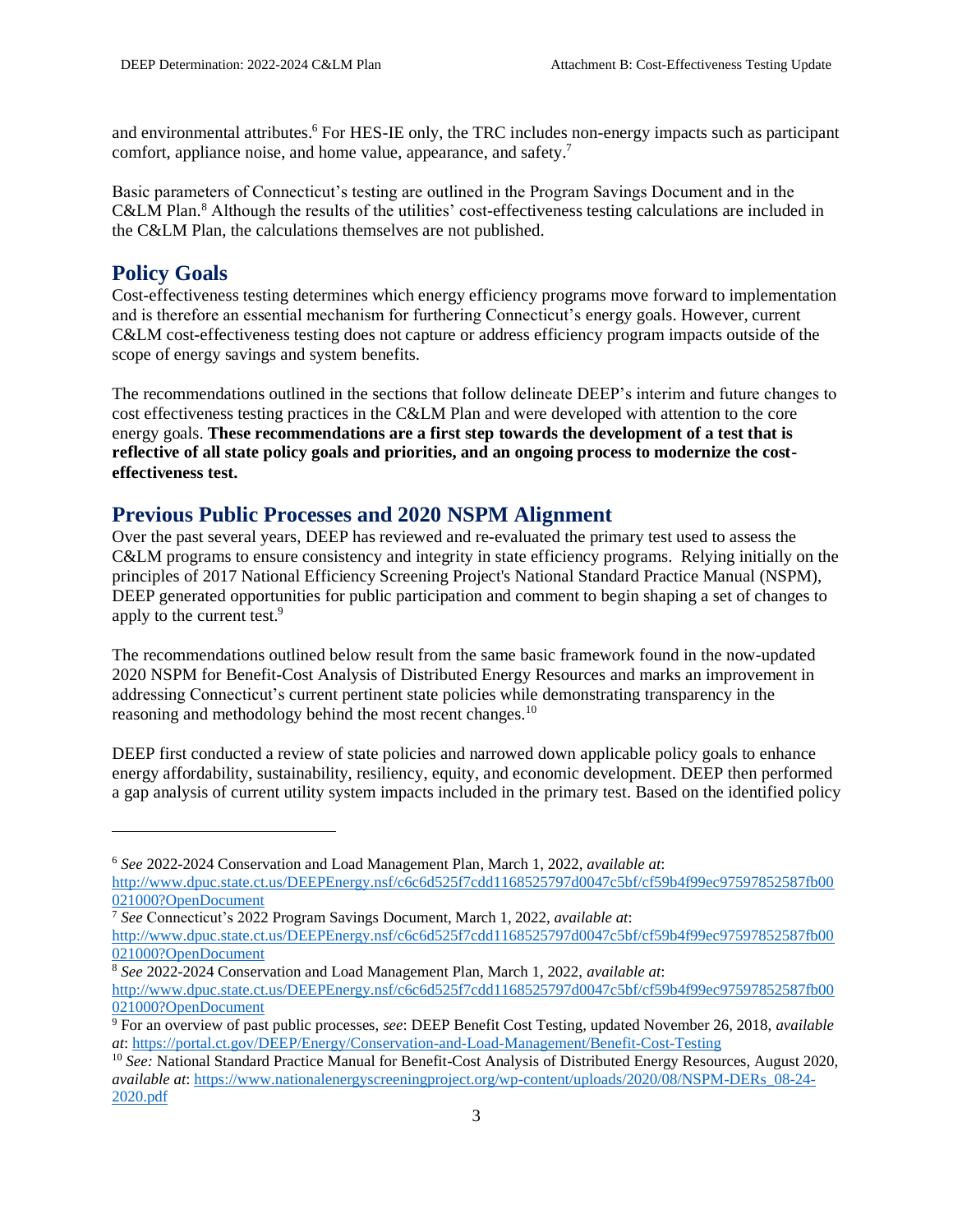and environmental attributes.[6] For HES-IE only, the TRC includes non-energy impacts such as participant comfort, appliance noise, and home value, appearance, and safety.[7]

Basic parameters of Connecticut's testing are outlined in the Program Savings Document and in the C&LM Plan.[8] Although the results of the utilities' cost-effectiveness testing calculations are included in the C&LM Plan, the calculations themselves are not published.

## Policy Goals

Cost-effectiveness testing determines which energy efficiency programs move forward to implementation and is therefore an essential mechanism for furthering Connecticut's energy goals. However, current C&LM cost-effectiveness testing does not capture or address efficiency program impacts outside of the scope of energy savings and system benefits.

The recommendations outlined in the sections that follow delineate DEEP's interim and future changes to cost effectiveness testing practices in the C&LM Plan and were developed with attention to the core energy goals. **These recommendations are a first step towards the development of a test that is reflective of all state policy goals and priorities, and an ongoing process to modernize the cost-effectiveness test.**

## Previous Public Processes and 2020 NSPM Alignment

Over the past several years, DEEP has reviewed and re-evaluated the primary test used to assess the C&LM programs to ensure consistency and integrity in state efficiency programs. Relying initially on the principles of 2017 National Efficiency Screening Project's National Standard Practice Manual (NSPM), DEEP generated opportunities for public participation and comment to begin shaping a set of changes to apply to the current test.[9]

The recommendations outlined below result from the same basic framework found in the now-updated 2020 NSPM for Benefit-Cost Analysis of Distributed Energy Resources and marks an improvement in addressing Connecticut's current pertinent state policies while demonstrating transparency in the reasoning and methodology behind the most recent changes.[10]

DEEP first conducted a review of state policies and narrowed down applicable policy goals to enhance energy affordability, sustainability, resiliency, equity, and economic development. DEEP then performed a gap analysis of current utility system impacts included in the primary test. Based on the identified policy

---

[6] *See* 2022-2024 Conservation and Load Management Plan, March 1, 2022, *available at*: http://www.dpuc.state.ct.us/DEEPEnergy.nsf/c6c6d525f7cdd1168525797d0047c5bf/cf59b4f99ec97597852587fb00021000?OpenDocument

[7] *See* Connecticut's 2022 Program Savings Document, March 1, 2022, *available at*: http://www.dpuc.state.ct.us/DEEPEnergy.nsf/c6c6d525f7cdd1168525797d0047c5bf/cf59b4f99ec97597852587fb00021000?OpenDocument

[8] *See* 2022-2024 Conservation and Load Management Plan, March 1, 2022, *available at*: http://www.dpuc.state.ct.us/DEEPEnergy.nsf/c6c6d525f7cdd1168525797d0047c5bf/cf59b4f99ec97597852587fb00021000?OpenDocument

[9] For an overview of past public processes, *see*: DEEP Benefit Cost Testing, updated November 26, 2018, *available at*: https://portal.ct.gov/DEEP/Energy/Conservation-and-Load-Management/Benefit-Cost-Testing

[10] *See:* National Standard Practice Manual for Benefit-Cost Analysis of Distributed Energy Resources, August 2020, *available at*: https://www.nationalenergyscreeningproject.org/wp-content/uploads/2020/08/NSPM-DERs_08-24-2020.pdf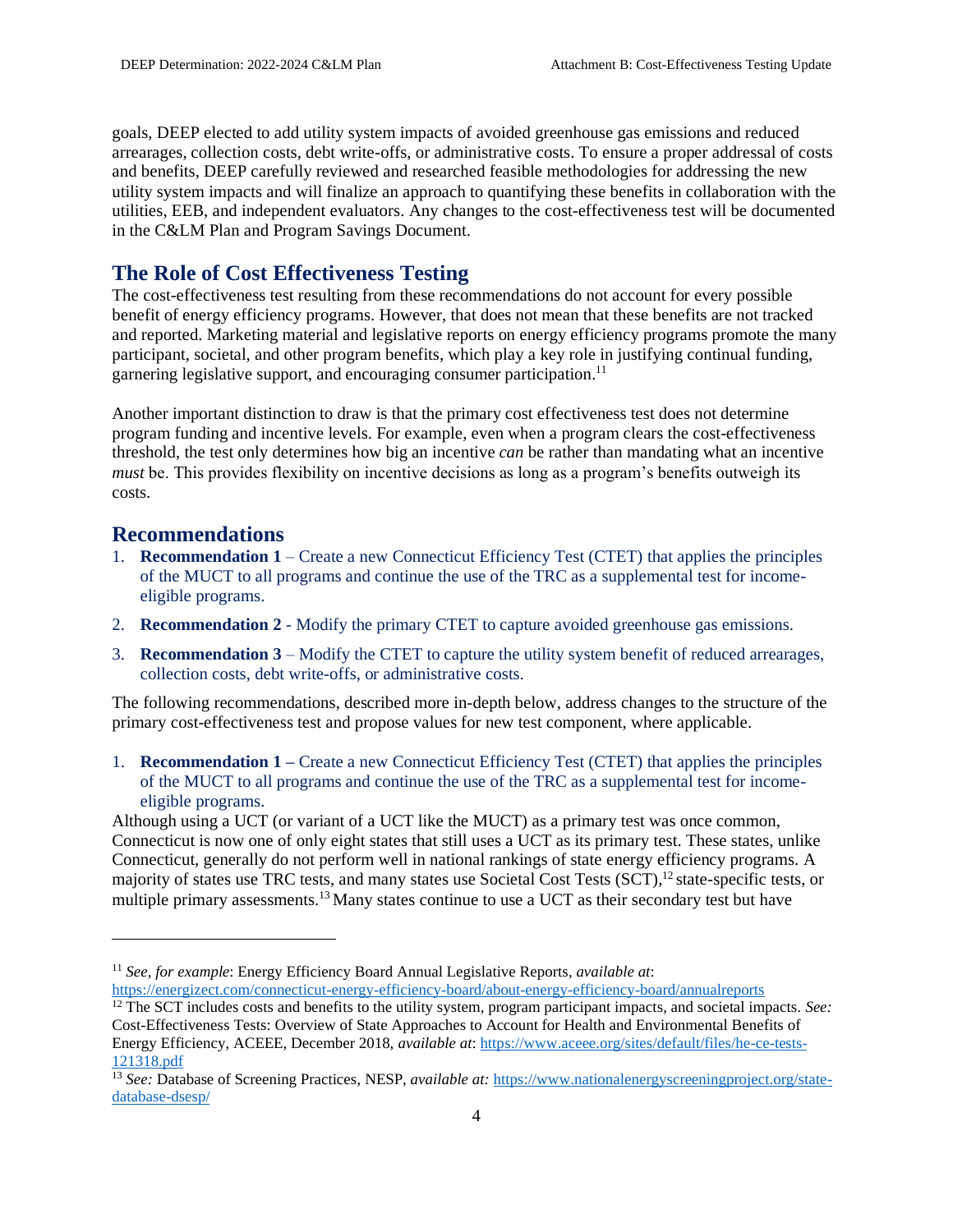goals, DEEP elected to add utility system impacts of avoided greenhouse gas emissions and reduced arrearages, collection costs, debt write-offs, or administrative costs. To ensure a proper addressal of costs and benefits, DEEP carefully reviewed and researched feasible methodologies for addressing the new utility system impacts and will finalize an approach to quantifying these benefits in collaboration with the utilities, EEB, and independent evaluators. Any changes to the cost-effectiveness test will be documented in the C&LM Plan and Program Savings Document.

## The Role of Cost Effectiveness Testing

The cost-effectiveness test resulting from these recommendations do not account for every possible benefit of energy efficiency programs. However, that does not mean that these benefits are not tracked and reported. Marketing material and legislative reports on energy efficiency programs promote the many participant, societal, and other program benefits, which play a key role in justifying continual funding, garnering legislative support, and encouraging consumer participation.[11]

Another important distinction to draw is that the primary cost effectiveness test does not determine program funding and incentive levels. For example, even when a program clears the cost-effectiveness threshold, the test only determines how big an incentive *can* be rather than mandating what an incentive *must* be. This provides flexibility on incentive decisions as long as a program's benefits outweigh its costs.

## Recommendations

1. **Recommendation 1** – Create a new Connecticut Efficiency Test (CTET) that applies the principles of the MUCT to all programs and continue the use of the TRC as a supplemental test for income-eligible programs.
2. **Recommendation 2** - Modify the primary CTET to capture avoided greenhouse gas emissions.
3. **Recommendation 3** – Modify the CTET to capture the utility system benefit of reduced arrearages, collection costs, debt write-offs, or administrative costs.

The following recommendations, described more in-depth below, address changes to the structure of the primary cost-effectiveness test and propose values for new test component, where applicable.

1. **Recommendation 1 –** Create a new Connecticut Efficiency Test (CTET) that applies the principles of the MUCT to all programs and continue the use of the TRC as a supplemental test for income-eligible programs.

Although using a UCT (or variant of a UCT like the MUCT) as a primary test was once common, Connecticut is now one of only eight states that still uses a UCT as its primary test. These states, unlike Connecticut, generally do not perform well in national rankings of state energy efficiency programs. A majority of states use TRC tests, and many states use Societal Cost Tests (SCT),[12] state-specific tests, or multiple primary assessments.[13] Many states continue to use a UCT as their secondary test but have

---

[11] *See, for example*: Energy Efficiency Board Annual Legislative Reports, *available at*: https://energizect.com/connecticut-energy-efficiency-board/about-energy-efficiency-board/annualreports

[12] The SCT includes costs and benefits to the utility system, program participant impacts, and societal impacts. *See:* Cost-Effectiveness Tests: Overview of State Approaches to Account for Health and Environmental Benefits of Energy Efficiency, ACEEE, December 2018, *available at*: https://www.aceee.org/sites/default/files/he-ce-tests-121318.pdf

[13] *See:* Database of Screening Practices, NESP, *available at:* https://www.nationalenergyscreeningproject.org/state-database-dsesp/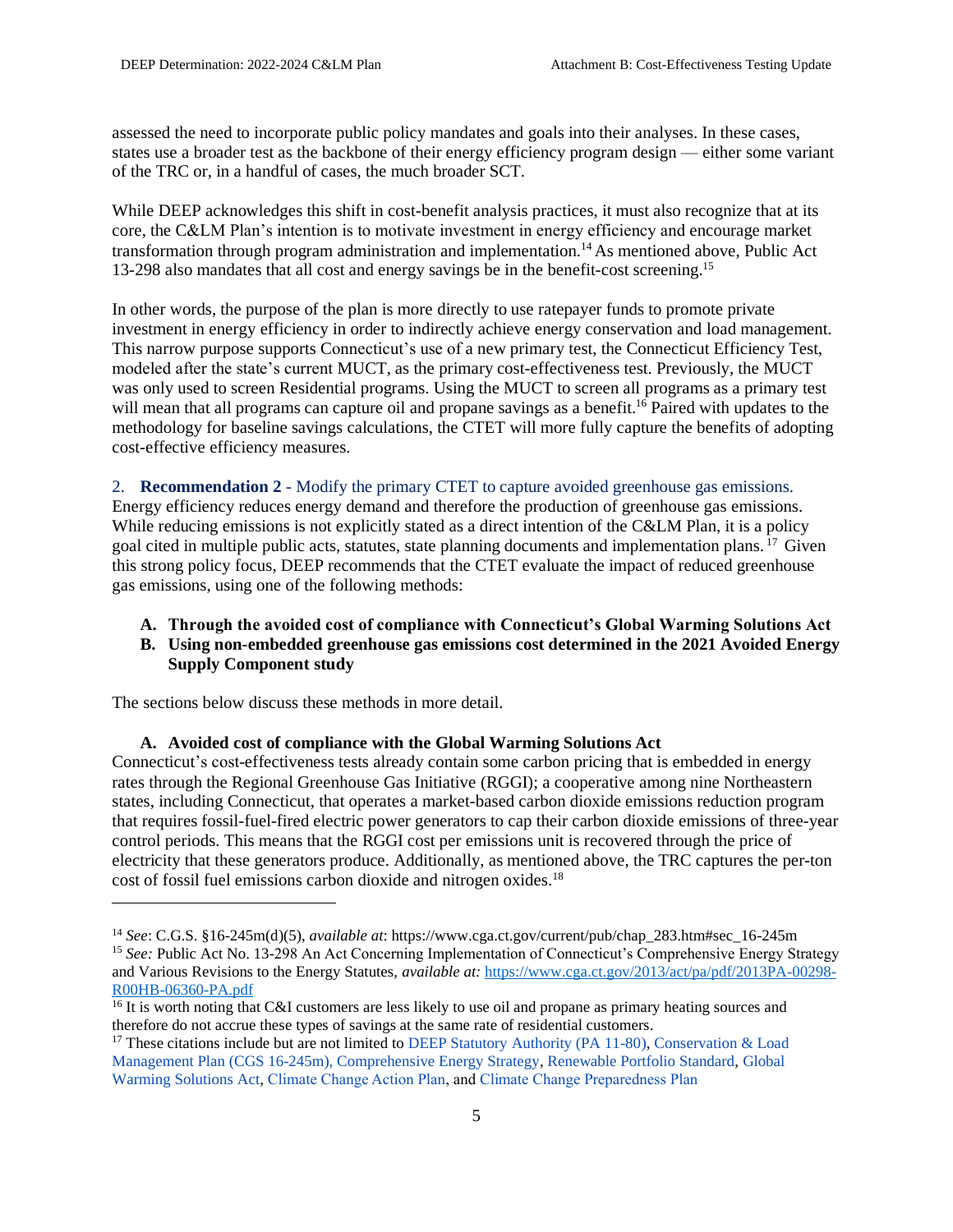assessed the need to incorporate public policy mandates and goals into their analyses. In these cases, states use a broader test as the backbone of their energy efficiency program design — either some variant of the TRC or, in a handful of cases, the much broader SCT.

While DEEP acknowledges this shift in cost-benefit analysis practices, it must also recognize that at its core, the C&LM Plan's intention is to motivate investment in energy efficiency and encourage market transformation through program administration and implementation.[14] As mentioned above, Public Act 13-298 also mandates that all cost and energy savings be in the benefit-cost screening.[15]

In other words, the purpose of the plan is more directly to use ratepayer funds to promote private investment in energy efficiency in order to indirectly achieve energy conservation and load management. This narrow purpose supports Connecticut's use of a new primary test, the Connecticut Efficiency Test, modeled after the state's current MUCT, as the primary cost-effectiveness test. Previously, the MUCT was only used to screen Residential programs. Using the MUCT to screen all programs as a primary test will mean that all programs can capture oil and propane savings as a benefit.[16] Paired with updates to the methodology for baseline savings calculations, the CTET will more fully capture the benefits of adopting cost-effective efficiency measures.

2. **Recommendation 2** - Modify the primary CTET to capture avoided greenhouse gas emissions.

Energy efficiency reduces energy demand and therefore the production of greenhouse gas emissions. While reducing emissions is not explicitly stated as a direct intention of the C&LM Plan, it is a policy goal cited in multiple public acts, statutes, state planning documents and implementation plans.[17] Given this strong policy focus, DEEP recommends that the CTET evaluate the impact of reduced greenhouse gas emissions, using one of the following methods:

**A. Through the avoided cost of compliance with Connecticut's Global Warming Solutions Act**

**B. Using non-embedded greenhouse gas emissions cost determined in the 2021 Avoided Energy Supply Component study**

The sections below discuss these methods in more detail.

### A. Avoided cost of compliance with the Global Warming Solutions Act

Connecticut's cost-effectiveness tests already contain some carbon pricing that is embedded in energy rates through the Regional Greenhouse Gas Initiative (RGGI); a cooperative among nine Northeastern states, including Connecticut, that operates a market-based carbon dioxide emissions reduction program that requires fossil-fuel-fired electric power generators to cap their carbon dioxide emissions of three-year control periods. This means that the RGGI cost per emissions unit is recovered through the price of electricity that these generators produce. Additionally, as mentioned above, the TRC captures the per-ton cost of fossil fuel emissions carbon dioxide and nitrogen oxides.[18]

---

[14] *See*: C.G.S. §16-245m(d)(5), *available at*: https://www.cga.ct.gov/current/pub/chap_283.htm#sec_16-245m

[15] *See:* Public Act No. 13-298 An Act Concerning Implementation of Connecticut's Comprehensive Energy Strategy and Various Revisions to the Energy Statutes, *available at:* https://www.cga.ct.gov/2013/act/pa/pdf/2013PA-00298-R00HB-06360-PA.pdf

[16] It is worth noting that C&I customers are less likely to use oil and propane as primary heating sources and therefore do not accrue these types of savings at the same rate of residential customers.

[17] These citations include but are not limited to DEEP Statutory Authority (PA 11-80), Conservation & Load Management Plan (CGS 16-245m), Comprehensive Energy Strategy, Renewable Portfolio Standard, Global Warming Solutions Act, Climate Change Action Plan, and Climate Change Preparedness Plan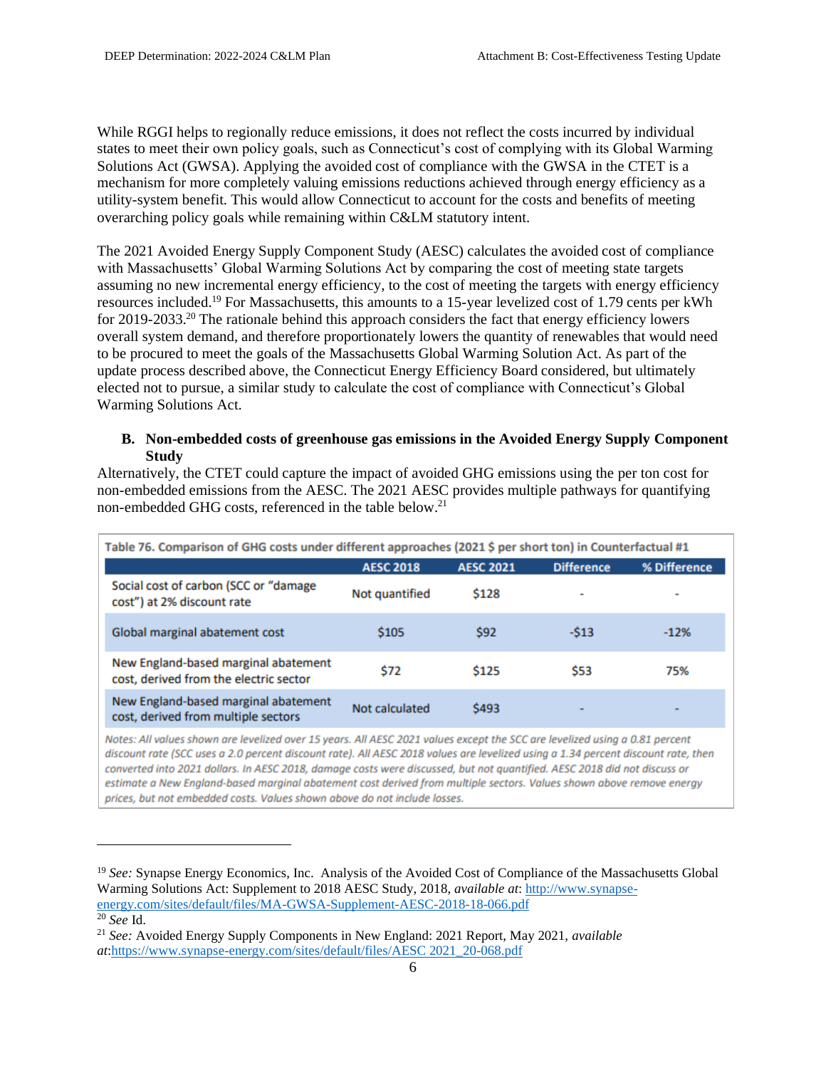While RGGI helps to regionally reduce emissions, it does not reflect the costs incurred by individual states to meet their own policy goals, such as Connecticut's cost of complying with its Global Warming Solutions Act (GWSA). Applying the avoided cost of compliance with the GWSA in the CTET is a mechanism for more completely valuing emissions reductions achieved through energy efficiency as a utility-system benefit. This would allow Connecticut to account for the costs and benefits of meeting overarching policy goals while remaining within C&LM statutory intent.

The 2021 Avoided Energy Supply Component Study (AESC) calculates the avoided cost of compliance with Massachusetts' Global Warming Solutions Act by comparing the cost of meeting state targets assuming no new incremental energy efficiency, to the cost of meeting the targets with energy efficiency resources included.[19] For Massachusetts, this amounts to a 15-year levelized cost of 1.79 cents per kWh for 2019-2033.[20] The rationale behind this approach considers the fact that energy efficiency lowers overall system demand, and therefore proportionately lowers the quantity of renewables that would need to be procured to meet the goals of the Massachusetts Global Warming Solution Act. As part of the update process described above, the Connecticut Energy Efficiency Board considered, but ultimately elected not to pursue, a similar study to calculate the cost of compliance with Connecticut's Global Warming Solutions Act.

### B. Non-embedded costs of greenhouse gas emissions in the Avoided Energy Supply Component Study

Alternatively, the CTET could capture the impact of avoided GHG emissions using the per ton cost for non-embedded emissions from the AESC. The 2021 AESC provides multiple pathways for quantifying non-embedded GHG costs, referenced in the table below.[21]

**Table 76. Comparison of GHG costs under different approaches (2021 $ per short ton) in Counterfactual #1**

| | AESC 2018 | AESC 2021 | Difference | % Difference |
|---|---|---|---|---|
| Social cost of carbon (SCC or "damage cost") at 2% discount rate | Not quantified | $128 | - | - |
| Global marginal abatement cost | $105 | $92 | -$13 | -12% |
| New England-based marginal abatement cost, derived from the electric sector | $72 | $125 | $53 | 75% |
| New England-based marginal abatement cost, derived from multiple sectors | Not calculated | $493 | - | - |

*Notes: All values shown are levelized over 15 years. All AESC 2021 values except the SCC are levelized using a 0.81 percent discount rate (SCC uses a 2.0 percent discount rate). All AESC 2018 values are levelized using a 1.34 percent discount rate, then converted into 2021 dollars. In AESC 2018, damage costs were discussed, but not quantified. AESC 2018 did not discuss or estimate a New England-based marginal abatement cost derived from multiple sectors. Values shown above remove energy prices, but not embedded costs. Values shown above do not include losses.*

---

[19] *See:* Synapse Energy Economics, Inc. Analysis of the Avoided Cost of Compliance of the Massachusetts Global Warming Solutions Act: Supplement to 2018 AESC Study, 2018, *available at*: http://www.synapse-energy.com/sites/default/files/MA-GWSA-Supplement-AESC-2018-18-066.pdf

[20] *See* Id.

[21] *See:* Avoided Energy Supply Components in New England: 2021 Report, May 2021, *available at*:https://www.synapse-energy.com/sites/default/files/AESC 2021_20-068.pdf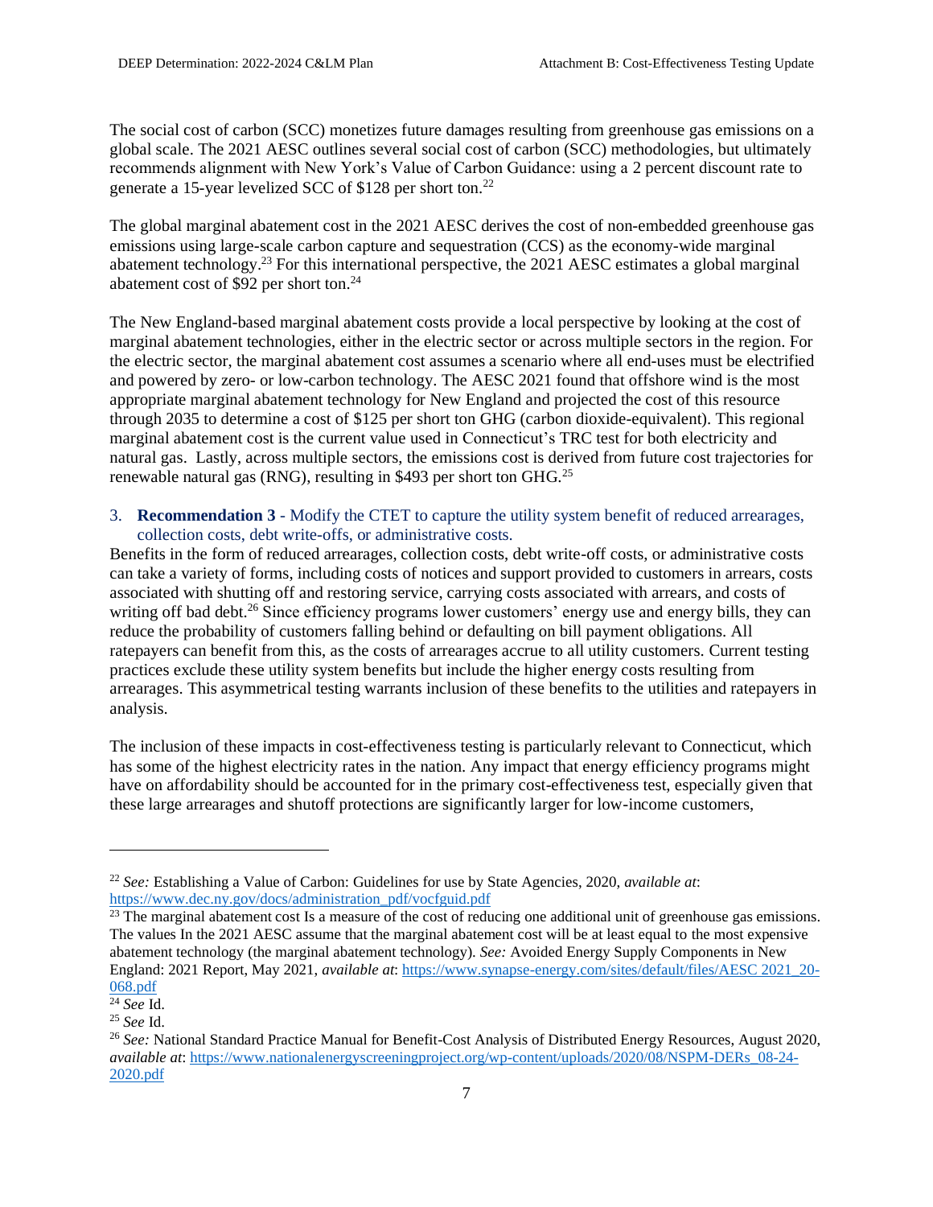The social cost of carbon (SCC) monetizes future damages resulting from greenhouse gas emissions on a global scale. The 2021 AESC outlines several social cost of carbon (SCC) methodologies, but ultimately recommends alignment with New York's Value of Carbon Guidance: using a 2 percent discount rate to generate a 15-year levelized SCC of $128 per short ton.[22]

The global marginal abatement cost in the 2021 AESC derives the cost of non-embedded greenhouse gas emissions using large-scale carbon capture and sequestration (CCS) as the economy-wide marginal abatement technology.[23] For this international perspective, the 2021 AESC estimates a global marginal abatement cost of $92 per short ton.[24]

The New England-based marginal abatement costs provide a local perspective by looking at the cost of marginal abatement technologies, either in the electric sector or across multiple sectors in the region. For the electric sector, the marginal abatement cost assumes a scenario where all end-uses must be electrified and powered by zero- or low-carbon technology. The AESC 2021 found that offshore wind is the most appropriate marginal abatement technology for New England and projected the cost of this resource through 2035 to determine a cost of $125 per short ton GHG (carbon dioxide-equivalent). This regional marginal abatement cost is the current value used in Connecticut's TRC test for both electricity and natural gas. Lastly, across multiple sectors, the emissions cost is derived from future cost trajectories for renewable natural gas (RNG), resulting in $493 per short ton GHG.[25]

### 3. **Recommendation 3** - Modify the CTET to capture the utility system benefit of reduced arrearages, collection costs, debt write-offs, or administrative costs.

Benefits in the form of reduced arrearages, collection costs, debt write-off costs, or administrative costs can take a variety of forms, including costs of notices and support provided to customers in arrears, costs associated with shutting off and restoring service, carrying costs associated with arrears, and costs of writing off bad debt.[26] Since efficiency programs lower customers' energy use and energy bills, they can reduce the probability of customers falling behind or defaulting on bill payment obligations. All ratepayers can benefit from this, as the costs of arrearages accrue to all utility customers. Current testing practices exclude these utility system benefits but include the higher energy costs resulting from arrearages. This asymmetrical testing warrants inclusion of these benefits to the utilities and ratepayers in analysis.

The inclusion of these impacts in cost-effectiveness testing is particularly relevant to Connecticut, which has some of the highest electricity rates in the nation. Any impact that energy efficiency programs might have on affordability should be accounted for in the primary cost-effectiveness test, especially given that these large arrearages and shutoff protections are significantly larger for low-income customers,

---

[22] *See:* Establishing a Value of Carbon: Guidelines for use by State Agencies, 2020, *available at*: https://www.dec.ny.gov/docs/administration_pdf/vocfguid.pdf

[23] The marginal abatement cost Is a measure of the cost of reducing one additional unit of greenhouse gas emissions. The values In the 2021 AESC assume that the marginal abatement cost will be at least equal to the most expensive abatement technology (the marginal abatement technology). *See:* Avoided Energy Supply Components in New England: 2021 Report, May 2021, *available at*: https://www.synapse-energy.com/sites/default/files/AESC 2021_20-068.pdf

[24] *See* Id.

[25] *See* Id.

[26] *See:* National Standard Practice Manual for Benefit-Cost Analysis of Distributed Energy Resources, August 2020, *available at*: https://www.nationalenergyscreeningproject.org/wp-content/uploads/2020/08/NSPM-DERs_08-24-2020.pdf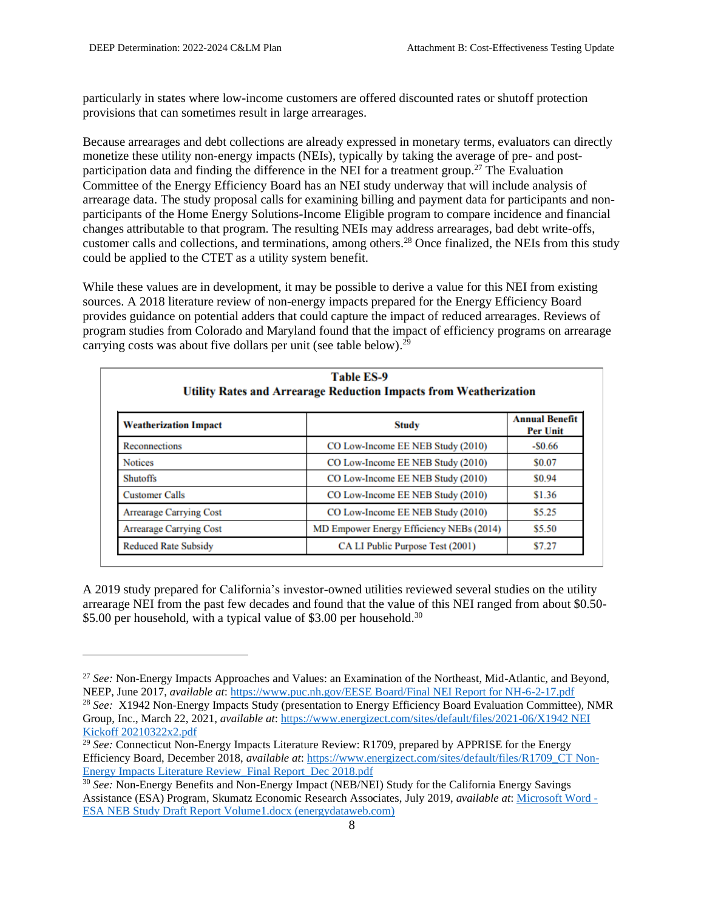particularly in states where low-income customers are offered discounted rates or shutoff protection provisions that can sometimes result in large arrearages.

Because arrearages and debt collections are already expressed in monetary terms, evaluators can directly monetize these utility non-energy impacts (NEIs), typically by taking the average of pre- and post-participation data and finding the difference in the NEI for a treatment group.[27] The Evaluation Committee of the Energy Efficiency Board has an NEI study underway that will include analysis of arrearage data. The study proposal calls for examining billing and payment data for participants and non-participants of the Home Energy Solutions-Income Eligible program to compare incidence and financial changes attributable to that program. The resulting NEIs may address arrearages, bad debt write-offs, customer calls and collections, and terminations, among others.[28] Once finalized, the NEIs from this study could be applied to the CTET as a utility system benefit.

While these values are in development, it may be possible to derive a value for this NEI from existing sources. A 2018 literature review of non-energy impacts prepared for the Energy Efficiency Board provides guidance on potential adders that could capture the impact of reduced arrearages. Reviews of program studies from Colorado and Maryland found that the impact of efficiency programs on arrearage carrying costs was about five dollars per unit (see table below).[29]

**Table ES-9**
**Utility Rates and Arrearage Reduction Impacts from Weatherization**

| Weatherization Impact | Study | Annual Benefit Per Unit |
|---|---|---|
| Reconnections | CO Low-Income EE NEB Study (2010) | -$0.66 |
| Notices | CO Low-Income EE NEB Study (2010) | $0.07 |
| Shutoffs | CO Low-Income EE NEB Study (2010) | $0.94 |
| Customer Calls | CO Low-Income EE NEB Study (2010) | $1.36 |
| Arrearage Carrying Cost | CO Low-Income EE NEB Study (2010) | $5.25 |
| Arrearage Carrying Cost | MD Empower Energy Efficiency NEBs (2014) | $5.50 |
| Reduced Rate Subsidy | CA LI Public Purpose Test (2001) | $7.27 |

A 2019 study prepared for California's investor-owned utilities reviewed several studies on the utility arrearage NEI from the past few decades and found that the value of this NEI ranged from about $0.50-$5.00 per household, with a typical value of $3.00 per household.[30]

---

[27] *See:* Non-Energy Impacts Approaches and Values: an Examination of the Northeast, Mid-Atlantic, and Beyond, NEEP, June 2017, *available at*: https://www.puc.nh.gov/EESE Board/Final NEI Report for NH-6-2-17.pdf

[28] *See:* X1942 Non-Energy Impacts Study (presentation to Energy Efficiency Board Evaluation Committee), NMR Group, Inc., March 22, 2021, *available at*: https://www.energizect.com/sites/default/files/2021-06/X1942 NEI Kickoff 20210322x2.pdf

[29] *See:* Connecticut Non-Energy Impacts Literature Review: R1709, prepared by APPRISE for the Energy Efficiency Board, December 2018, *available at*: https://www.energizect.com/sites/default/files/R1709_CT Non-Energy Impacts Literature Review_Final Report_Dec 2018.pdf

[30] *See:* Non-Energy Benefits and Non-Energy Impact (NEB/NEI) Study for the California Energy Savings Assistance (ESA) Program, Skumatz Economic Research Associates, July 2019, *available at*: Microsoft Word - ESA NEB Study Draft Report Volume1.docx (energydataweb.com)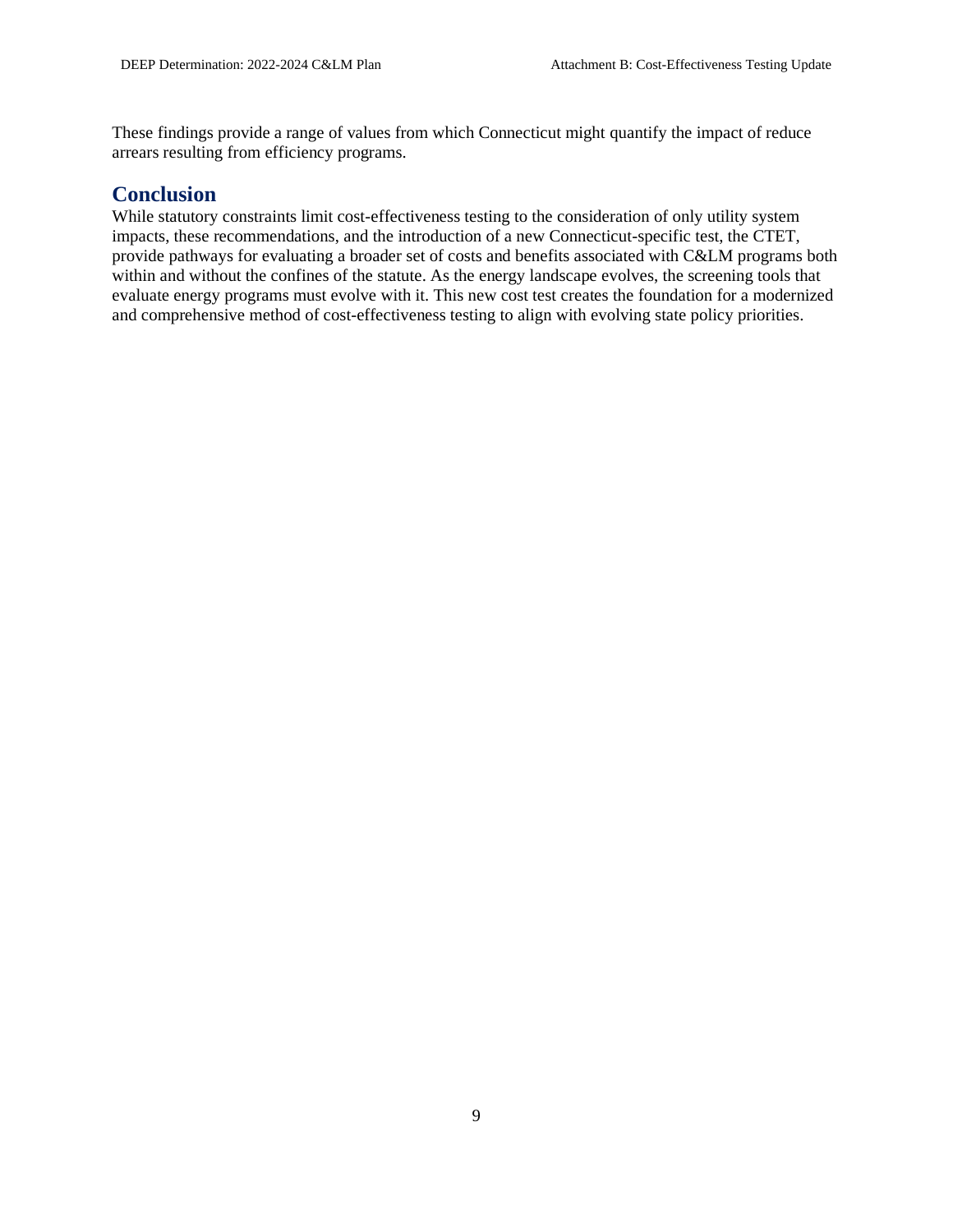These findings provide a range of values from which Connecticut might quantify the impact of reduce arrears resulting from efficiency programs.

## Conclusion

While statutory constraints limit cost-effectiveness testing to the consideration of only utility system impacts, these recommendations, and the introduction of a new Connecticut-specific test, the CTET, provide pathways for evaluating a broader set of costs and benefits associated with C&LM programs both within and without the confines of the statute. As the energy landscape evolves, the screening tools that evaluate energy programs must evolve with it. This new cost test creates the foundation for a modernized and comprehensive method of cost-effectiveness testing to align with evolving state policy priorities.